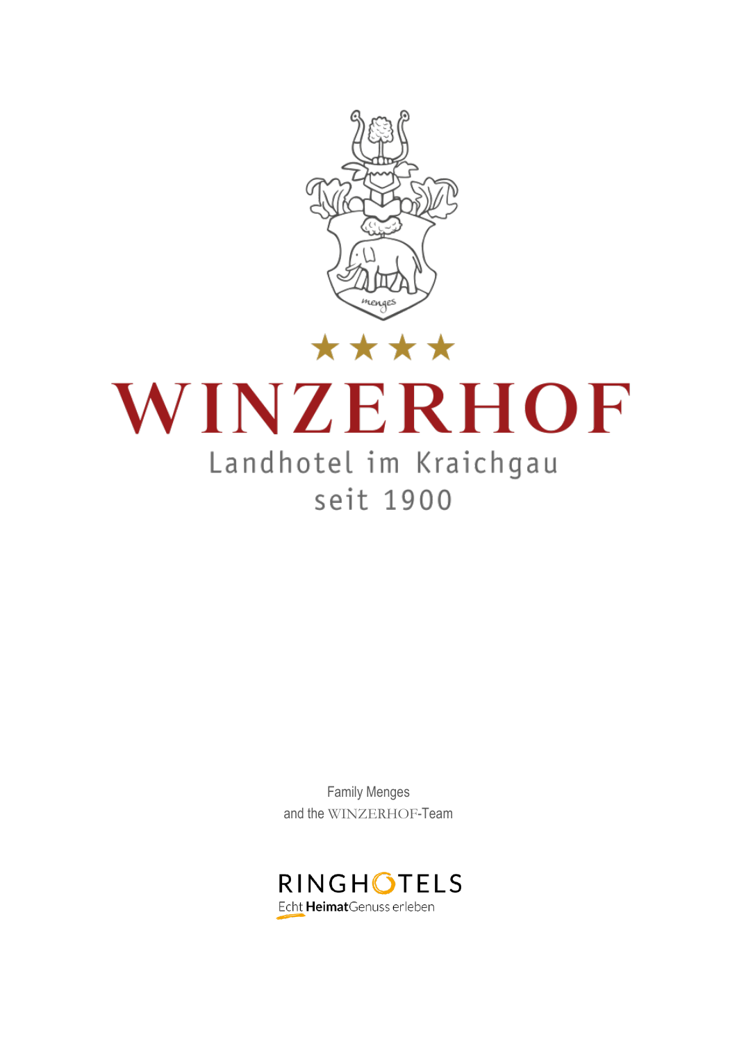# WINZERHOF

Landhotel im Kraichgau
seit 1900

Family Menges
and the WINZERHOF-Team

RINGHOTELS
Echt HeimatGenuss erleben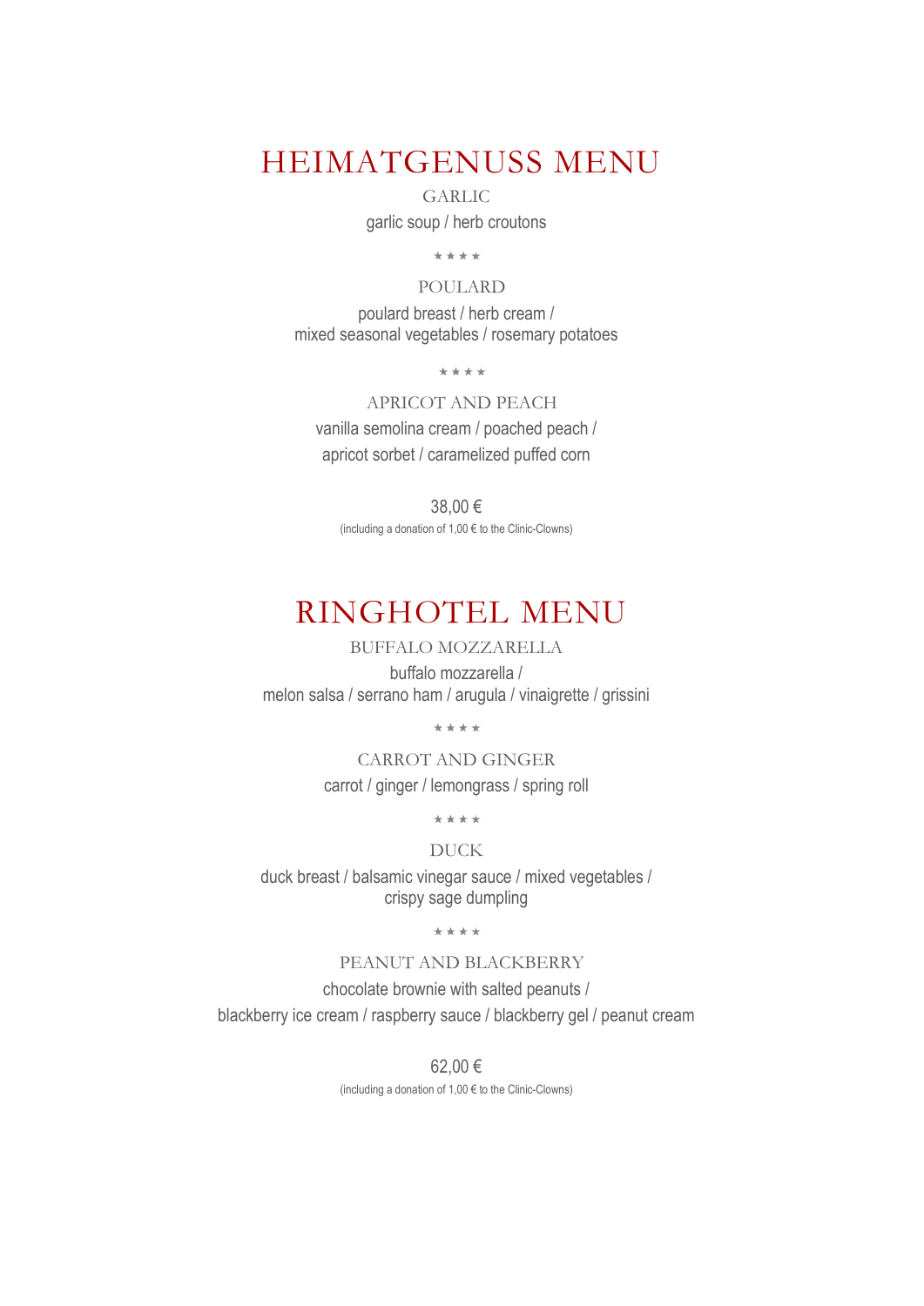# HEIMATGENUSS MENU

### GARLIC

garlic soup / herb croutons

★ ★ ★ ★

### POULARD

poulard breast / herb cream /
mixed seasonal vegetables / rosemary potatoes

★ ★ ★ ★

### APRICOT AND PEACH

vanilla semolina cream / poached peach /
apricot sorbet / caramelized puffed corn

38,00 €

(including a donation of 1,00 € to the Clinic-Clowns)

# RINGHOTEL MENU

### BUFFALO MOZZARELLA

buffalo mozzarella /
melon salsa / serrano ham / arugula / vinaigrette / grissini

★ ★ ★ ★

### CARROT AND GINGER

carrot / ginger / lemongrass / spring roll

★ ★ ★ ★

### DUCK

duck breast / balsamic vinegar sauce / mixed vegetables /
crispy sage dumpling

★ ★ ★ ★

### PEANUT AND BLACKBERRY

chocolate brownie with salted peanuts /
blackberry ice cream / raspberry sauce / blackberry gel / peanut cream

62,00 €

(including a donation of 1,00 € to the Clinic-Clowns)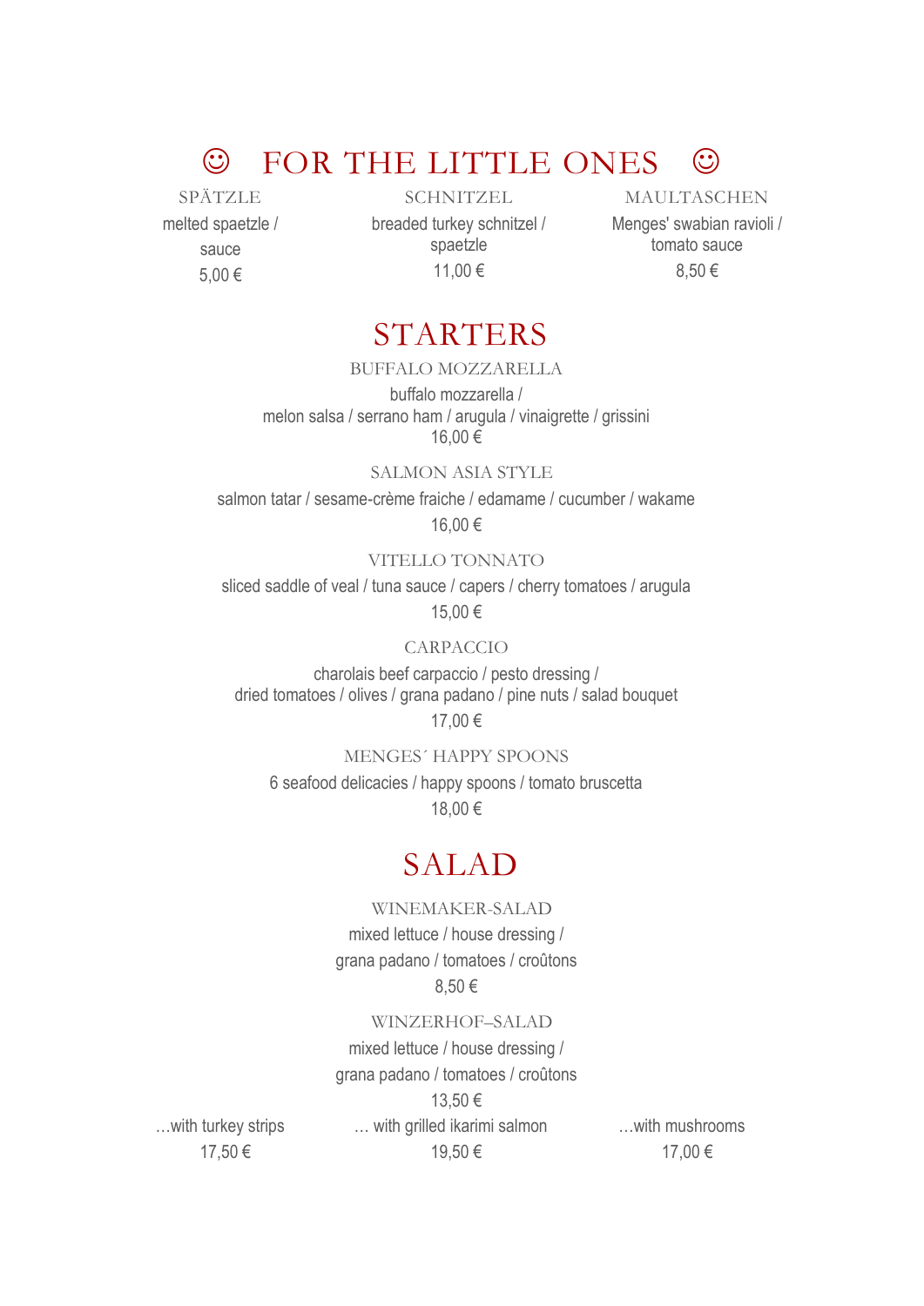# ☺ FOR THE LITTLE ONES ☺

### SPÄTZLE
melted spaetzle /
sauce
5,00 €

### SCHNITZEL
breaded turkey schnitzel /
spaetzle
11,00 €

### MAULTASCHEN
Menges' swabian ravioli /
tomato sauce
8,50 €

# STARTERS

### BUFFALO MOZZARELLA
buffalo mozzarella /
melon salsa / serrano ham / arugula / vinaigrette / grissini
16,00 €

### SALMON ASIA STYLE
salmon tatar / sesame-crème fraiche / edamame / cucumber / wakame
16,00 €

### VITELLO TONNATO
sliced saddle of veal / tuna sauce / capers / cherry tomatoes / arugula
15,00 €

### CARPACCIO
charolais beef carpaccio / pesto dressing /
dried tomatoes / olives / grana padano / pine nuts / salad bouquet
17,00 €

### MENGES´ HAPPY SPOONS
6 seafood delicacies / happy spoons / tomato bruscetta
18,00 €

# SALAD

### WINEMAKER-SALAD
mixed lettuce / house dressing /
grana padano / tomatoes / croûtons
8,50 €

### WINZERHOF–SALAD
mixed lettuce / house dressing /
grana padano / tomatoes / croûtons
13,50 €

…with turkey strips
17,50 €

… with grilled ikarimi salmon
19,50 €

…with mushrooms
17,00 €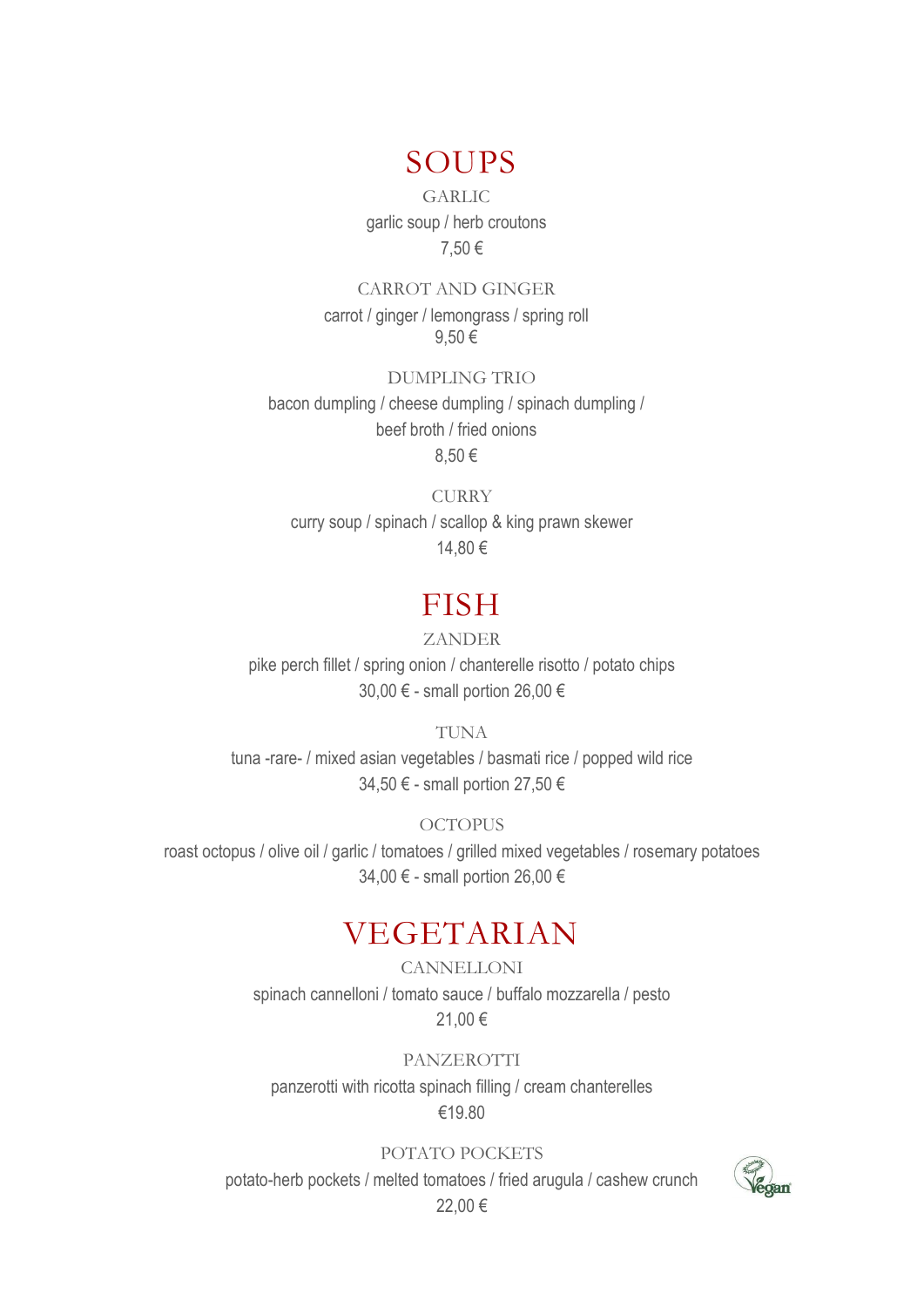# SOUPS

### GARLIC

garlic soup / herb croutons

7,50 €

### CARROT AND GINGER

carrot / ginger / lemongrass / spring roll

9,50 €

### DUMPLING TRIO

bacon dumpling / cheese dumpling / spinach dumpling / beef broth / fried onions

8,50 €

### CURRY

curry soup / spinach / scallop & king prawn skewer

14,80 €

# FISH

### ZANDER

pike perch fillet / spring onion / chanterelle risotto / potato chips

30,00 € - small portion 26,00 €

### TUNA

tuna -rare- / mixed asian vegetables / basmati rice / popped wild rice

34,50 € - small portion 27,50 €

### OCTOPUS

roast octopus / olive oil / garlic / tomatoes / grilled mixed vegetables / rosemary potatoes

34,00 € - small portion 26,00 €

# VEGETARIAN

### CANNELLONI

spinach cannelloni / tomato sauce / buffalo mozzarella / pesto

21,00 €

### PANZEROTTI

panzerotti with ricotta spinach filling / cream chanterelles

€19.80

### POTATO POCKETS

potato-herb pockets / melted tomatoes / fried arugula / cashew crunch

22,00 €

Vegan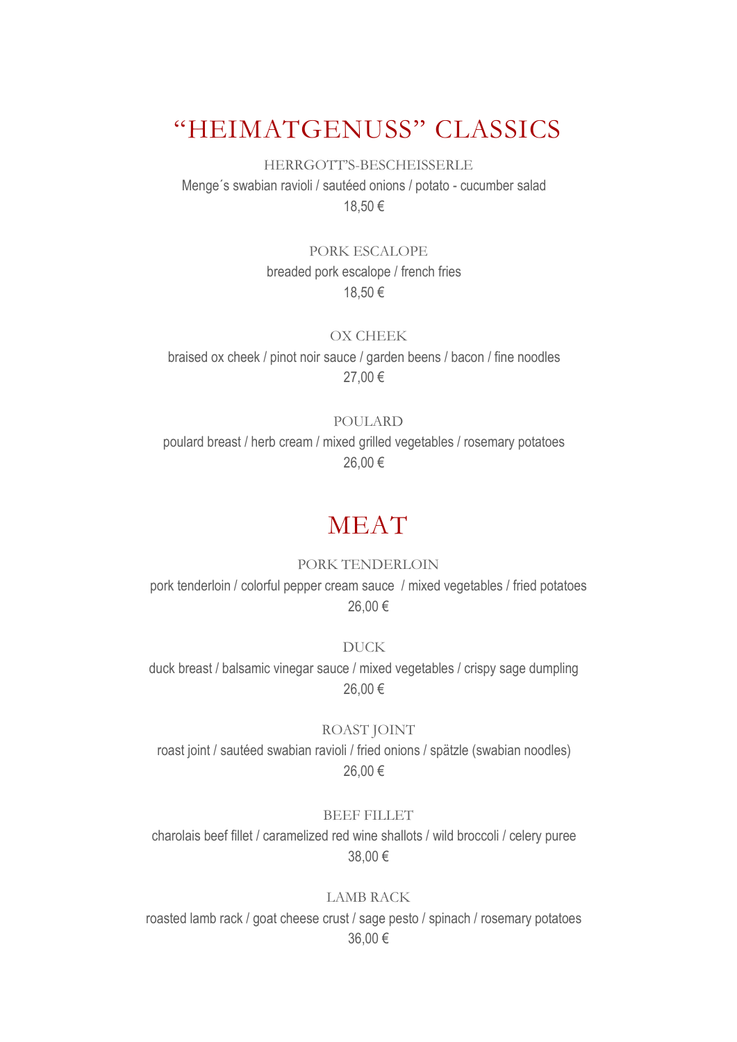# "HEIMATGENUSS" CLASSICS

HERRGOTT'S-BESCHEISSERLE

Menge´s swabian ravioli / sautéed onions / potato - cucumber salad

18,50 €

PORK ESCALOPE

breaded pork escalope / french fries

18,50 €

OX CHEEK

braised ox cheek / pinot noir sauce / garden beens / bacon / fine noodles

27,00 €

POULARD

poulard breast / herb cream / mixed grilled vegetables / rosemary potatoes

26,00 €

# MEAT

PORK TENDERLOIN

pork tenderloin / colorful pepper cream sauce / mixed vegetables / fried potatoes

26,00 €

DUCK

duck breast / balsamic vinegar sauce / mixed vegetables / crispy sage dumpling

26,00 €

ROAST JOINT

roast joint / sautéed swabian ravioli / fried onions / spätzle (swabian noodles)

26,00 €

BEEF FILLET

charolais beef fillet / caramelized red wine shallots / wild broccoli / celery puree

38,00 €

LAMB RACK

roasted lamb rack / goat cheese crust / sage pesto / spinach / rosemary potatoes

36,00 €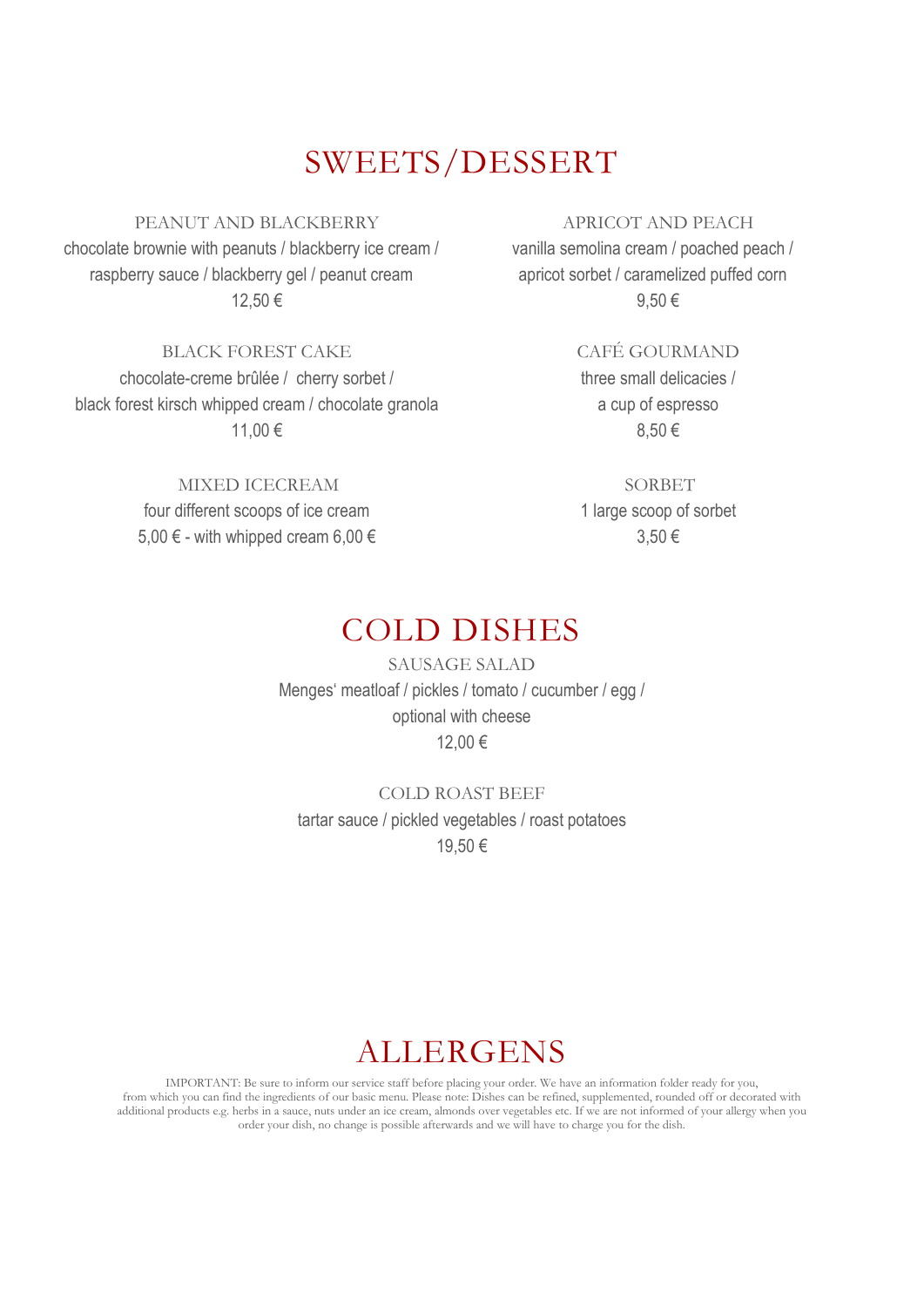# SWEETS/DESSERT

### PEANUT AND BLACKBERRY

chocolate brownie with peanuts / blackberry ice cream / raspberry sauce / blackberry gel / peanut cream

12,50 €

### BLACK FOREST CAKE

chocolate-creme brûlée / cherry sorbet / black forest kirsch whipped cream / chocolate granola

11,00 €

### MIXED ICECREAM

four different scoops of ice cream

5,00 € - with whipped cream 6,00 €

### APRICOT AND PEACH

vanilla semolina cream / poached peach / apricot sorbet / caramelized puffed corn

9,50 €

### CAFÉ GOURMAND

three small delicacies / a cup of espresso

8,50 €

### SORBET

1 large scoop of sorbet

3,50 €

# COLD DISHES

### SAUSAGE SALAD

Menges' meatloaf / pickles / tomato / cucumber / egg / optional with cheese

12,00 €

### COLD ROAST BEEF

tartar sauce / pickled vegetables / roast potatoes

19,50 €

# ALLERGENS

IMPORTANT: Be sure to inform our service staff before placing your order. We have an information folder ready for you, from which you can find the ingredients of our basic menu. Please note: Dishes can be refined, supplemented, rounded off or decorated with additional products e.g. herbs in a sauce, nuts under an ice cream, almonds over vegetables etc. If we are not informed of your allergy when you order your dish, no change is possible afterwards and we will have to charge you for the dish.